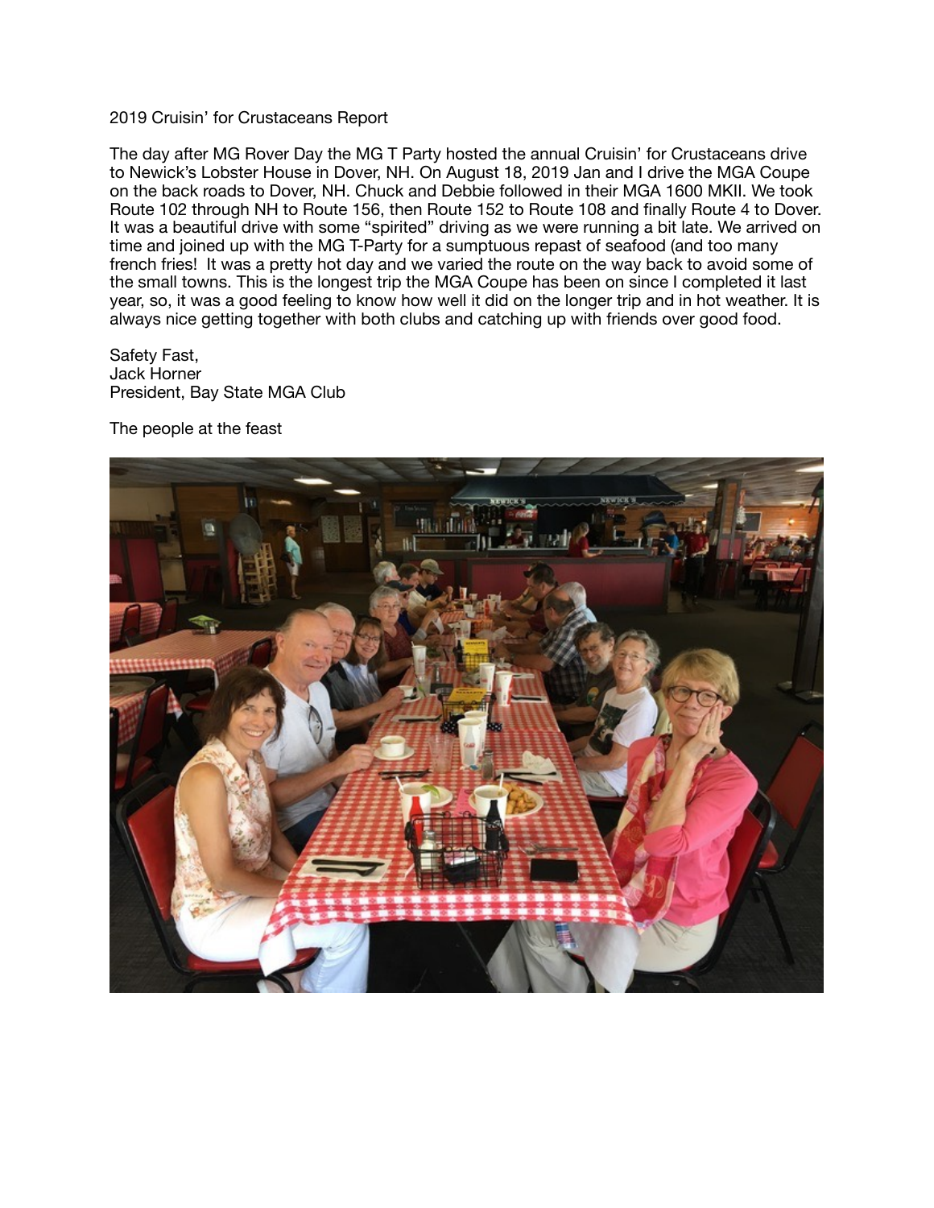2019 Cruisin' for Crustaceans Report

The day after MG Rover Day the MG T Party hosted the annual Cruisin' for Crustaceans drive to Newick's Lobster House in Dover, NH. On August 18, 2019 Jan and I drive the MGA Coupe on the back roads to Dover, NH. Chuck and Debbie followed in their MGA 1600 MKII. We took Route 102 through NH to Route 156, then Route 152 to Route 108 and finally Route 4 to Dover. It was a beautiful drive with some "spirited" driving as we were running a bit late. We arrived on time and joined up with the MG T-Party for a sumptuous repast of seafood (and too many french fries! It was a pretty hot day and we varied the route on the way back to avoid some of the small towns. This is the longest trip the MGA Coupe has been on since I completed it last year, so, it was a good feeling to know how well it did on the longer trip and in hot weather. It is always nice getting together with both clubs and catching up with friends over good food.

Safety Fast,  
Jack Horner  
President, Bay State MGA Club

The people at the feast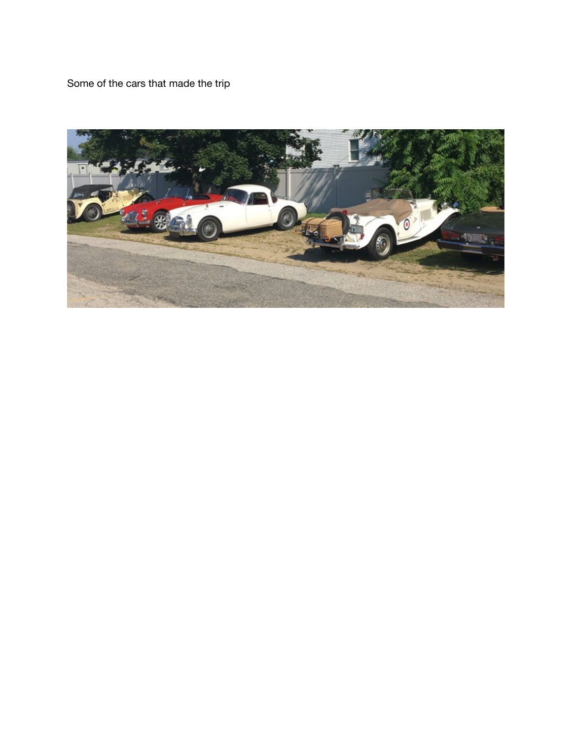Some of the cars that made the trip